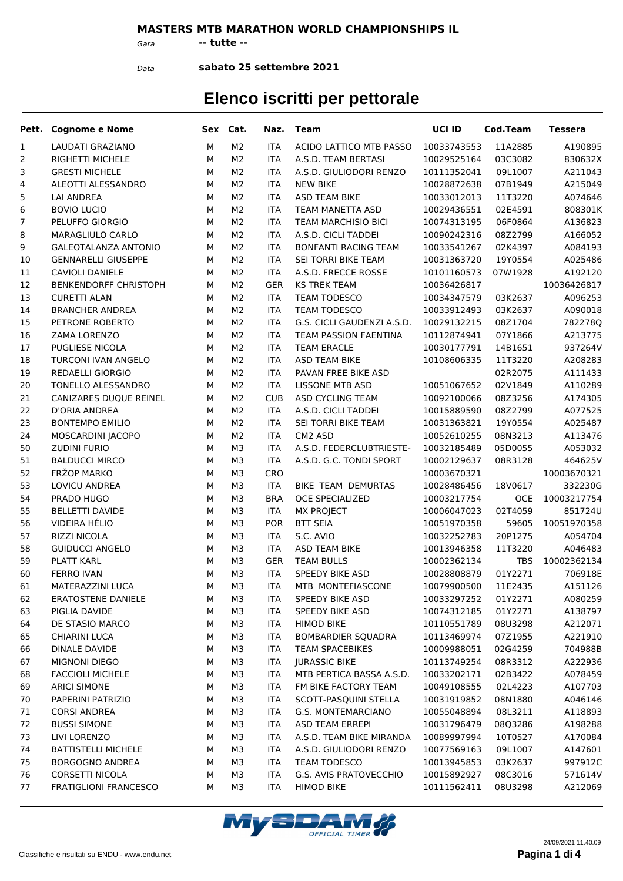**MASTERS MTB MARATHON WORLD CHAMPIONSHIPS IL**

*Gara* **-- tutte --**

*Data* **sabato 25 settembre 2021**

# Elenco iscritti per pettorale

| Pett. | Cognome e Nome | Sex | Cat. | Naz. | Team | UCI ID | Cod.Team | Tessera |
|---|---|---|---|---|---|---|---|---|
| 1 | LAUDATI GRAZIANO | M | M2 | ITA | ACIDO LATTICO MTB PASSO | 10033743553 | 11A2885 | A190895 |
| 2 | RIGHETTI MICHELE | M | M2 | ITA | A.S.D. TEAM BERTASI | 10029525164 | 03C3082 | 830632X |
| 3 | GRESTI MICHELE | M | M2 | ITA | A.S.D. GIULIODORI RENZO | 10111352041 | 09L1007 | A211043 |
| 4 | ALEOTTI ALESSANDRO | M | M2 | ITA | NEW BIKE | 10028872638 | 07B1949 | A215049 |
| 5 | LAI ANDREA | M | M2 | ITA | ASD TEAM BIKE | 10033012013 | 11T3220 | A074646 |
| 6 | BOVIO LUCIO | M | M2 | ITA | TEAM MANETTA ASD | 10029436551 | 02E4591 | 808301K |
| 7 | PELUFFO GIORGIO | M | M2 | ITA | TEAM MARCHISIO BICI | 10074313195 | 06F0864 | A136823 |
| 8 | MARAGLIULO CARLO | M | M2 | ITA | A.S.D. CICLI TADDEI | 10090242316 | 08Z2799 | A166052 |
| 9 | GALEOTALANZA ANTONIO | M | M2 | ITA | BONFANTI RACING TEAM | 10033541267 | 02K4397 | A084193 |
| 10 | GENNARELLI GIUSEPPE | M | M2 | ITA | SEI TORRI BIKE TEAM | 10031363720 | 19Y0554 | A025486 |
| 11 | CAVIOLI DANIELE | M | M2 | ITA | A.S.D. FRECCE ROSSE | 10101160573 | 07W1928 | A192120 |
| 12 | BENKENDORFF CHRISTOPH | M | M2 | GER | KS TREK TEAM | 10036426817 | | 10036426817 |
| 13 | CURETTI ALAN | M | M2 | ITA | TEAM TODESCO | 10034347579 | 03K2637 | A096253 |
| 14 | BRANCHER ANDREA | M | M2 | ITA | TEAM TODESCO | 10033912493 | 03K2637 | A090018 |
| 15 | PETRONE ROBERTO | M | M2 | ITA | G.S. CICLI GAUDENZI A.S.D. | 10029132215 | 08Z1704 | 782278Q |
| 16 | ZAMA LORENZO | M | M2 | ITA | TEAM PASSION FAENTINA | 10112874941 | 07Y1866 | A213775 |
| 17 | PUGLIESE NICOLA | M | M2 | ITA | TEAM ERACLE | 10030177791 | 14B1651 | 937264V |
| 18 | TURCONI IVAN ANGELO | M | M2 | ITA | ASD TEAM BIKE | 10108606335 | 11T3220 | A208283 |
| 19 | REDAELLI GIORGIO | M | M2 | ITA | PAVAN FREE BIKE ASD | | 02R2075 | A111433 |
| 20 | TONELLO ALESSANDRO | M | M2 | ITA | LISSONE MTB ASD | 10051067652 | 02V1849 | A110289 |
| 21 | CANIZARES DUQUE REINEL | M | M2 | CUB | ASD CYCLING TEAM | 10092100066 | 08Z3256 | A174305 |
| 22 | D'ORIA ANDREA | M | M2 | ITA | A.S.D. CICLI TADDEI | 10015889590 | 08Z2799 | A077525 |
| 23 | BONTEMPO EMILIO | M | M2 | ITA | SEI TORRI BIKE TEAM | 10031363821 | 19Y0554 | A025487 |
| 24 | MOSCARDINI JACOPO | M | M2 | ITA | CM2 ASD | 10052610255 | 08N3213 | A113476 |
| 50 | ZUDINI FURIO | M | M3 | ITA | A.S.D. FEDERCLUBTRIESTE- | 10032185489 | 05D0055 | A053032 |
| 51 | BALDUCCI MIRCO | M | M3 | ITA | A.S.D. G.C. TONDI SPORT | 10002129637 | 08R3128 | 464625V |
| 52 | FRŽOP MARKO | M | M3 | CRO | | 10003670321 | | 10003670321 |
| 53 | LOVICU ANDREA | M | M3 | ITA | BIKE TEAM DEMURTAS | 10028486456 | 18V0617 | 332230G |
| 54 | PRADO HUGO | M | M3 | BRA | OCE SPECIALIZED | 10003217754 | OCE | 10003217754 |
| 55 | BELLETTI DAVIDE | M | M3 | ITA | MX PROJECT | 10006047023 | 02T4059 | 851724U |
| 56 | VIDEIRA HÉLIO | M | M3 | POR | BTT SEIA | 10051970358 | 59605 | 10051970358 |
| 57 | RIZZI NICOLA | M | M3 | ITA | S.C. AVIO | 10032252783 | 20P1275 | A054704 |
| 58 | GUIDUCCI ANGELO | M | M3 | ITA | ASD TEAM BIKE | 10013946358 | 11T3220 | A046483 |
| 59 | PLATT KARL | M | M3 | GER | TEAM BULLS | 10002362134 | TBS | 10002362134 |
| 60 | FERRO IVAN | M | M3 | ITA | SPEEDY BIKE ASD | 10028808879 | 01Y2271 | 706918E |
| 61 | MATERAZZINI LUCA | M | M3 | ITA | MTB MONTEFIASCONE | 10079900500 | 11E2435 | A151126 |
| 62 | ERATOSTENE DANIELE | M | M3 | ITA | SPEEDY BIKE ASD | 10033297252 | 01Y2271 | A080259 |
| 63 | PIGLIA DAVIDE | M | M3 | ITA | SPEEDY BIKE ASD | 10074312185 | 01Y2271 | A138797 |
| 64 | DE STASIO MARCO | M | M3 | ITA | HIMOD BIKE | 10110551789 | 08U3298 | A212071 |
| 65 | CHIARINI LUCA | M | M3 | ITA | BOMBARDIER SQUADRA | 10113469974 | 07Z1955 | A221910 |
| 66 | DINALE DAVIDE | M | M3 | ITA | TEAM SPACEBIKES | 10009988051 | 02G4259 | 704988B |
| 67 | MIGNONI DIEGO | M | M3 | ITA | JURASSIC BIKE | 10113749254 | 08R3312 | A222936 |
| 68 | FACCIOLI MICHELE | M | M3 | ITA | MTB PERTICA BASSA A.S.D. | 10033202171 | 02B3422 | A078459 |
| 69 | ARICI SIMONE | M | M3 | ITA | FM BIKE FACTORY TEAM | 10049108555 | 02L4223 | A107703 |
| 70 | PAPERINI PATRIZIO | M | M3 | ITA | SCOTT-PASQUINI STELLA | 10031919852 | 08N1880 | A046146 |
| 71 | CORSI ANDREA | M | M3 | ITA | G.S. MONTEMARCIANO | 10055048894 | 08L3211 | A118893 |
| 72 | BUSSI SIMONE | M | M3 | ITA | ASD TEAM ERREPI | 10031796479 | 08Q3286 | A198288 |
| 73 | LIVI LORENZO | M | M3 | ITA | A.S.D. TEAM BIKE MIRANDA | 10089997994 | 10T0527 | A170084 |
| 74 | BATTISTELLI MICHELE | M | M3 | ITA | A.S.D. GIULIODORI RENZO | 10077569163 | 09L1007 | A147601 |
| 75 | BORGOGNO ANDREA | M | M3 | ITA | TEAM TODESCO | 10013945853 | 03K2637 | 997912C |
| 76 | CORSETTI NICOLA | M | M3 | ITA | G.S. AVIS PRATOVECCHIO | 10015892927 | 08C3016 | 571614V |
| 77 | FRATIGLIONI FRANCESCO | M | M3 | ITA | HIMOD BIKE | 10111562411 | 08U3298 | A212069 |

Classifiche e risultati su ENDU - www.endu.net

24/09/2021 11.40.09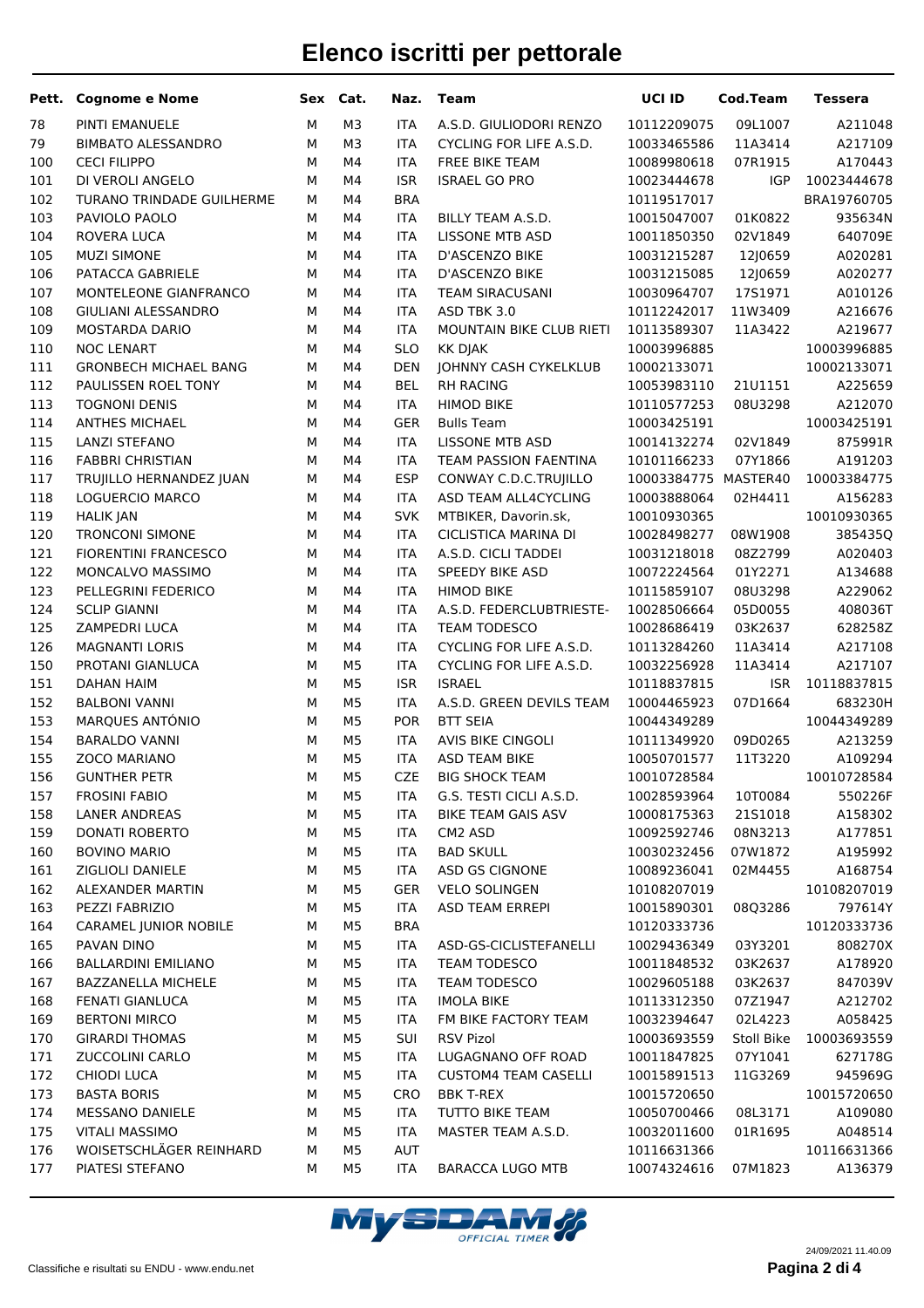# Elenco iscritti per pettorale

| Pett. | Cognome e Nome | Sex | Cat. | Naz. | Team | UCI ID | Cod.Team | Tessera |
|---|---|---|---|---|---|---|---|---|
| 78 | PINTI EMANUELE | M | M3 | ITA | A.S.D. GIULIODORI RENZO | 10112209075 | 09L1007 | A211048 |
| 79 | BIMBATO ALESSANDRO | M | M3 | ITA | CYCLING FOR LIFE A.S.D. | 10033465586 | 11A3414 | A217109 |
| 100 | CECI FILIPPO | M | M4 | ITA | FREE BIKE TEAM | 10089980618 | 07R1915 | A170443 |
| 101 | DI VEROLI ANGELO | M | M4 | ISR | ISRAEL GO PRO | 10023444678 | IGP | 10023444678 |
| 102 | TURANO TRINDADE GUILHERME | M | M4 | BRA | | 10119517017 | | BRA19760705 |
| 103 | PAVIOLO PAOLO | M | M4 | ITA | BILLY TEAM A.S.D. | 10015047007 | 01K0822 | 935634N |
| 104 | ROVERA LUCA | M | M4 | ITA | LISSONE MTB ASD | 10011850350 | 02V1849 | 640709E |
| 105 | MUZI SIMONE | M | M4 | ITA | D'ASCENZO BIKE | 10031215287 | 12J0659 | A020281 |
| 106 | PATACCA GABRIELE | M | M4 | ITA | D'ASCENZO BIKE | 10031215085 | 12J0659 | A020277 |
| 107 | MONTELEONE GIANFRANCO | M | M4 | ITA | TEAM SIRACUSANI | 10030964707 | 17S1971 | A010126 |
| 108 | GIULIANI ALESSANDRO | M | M4 | ITA | ASD TBK 3.0 | 10112242017 | 11W3409 | A216676 |
| 109 | MOSTARDA DARIO | M | M4 | ITA | MOUNTAIN BIKE CLUB RIETI | 10113589307 | 11A3422 | A219677 |
| 110 | NOC LENART | M | M4 | SLO | KK DJAK | 10003996885 | | 10003996885 |
| 111 | GRONBECH MICHAEL BANG | M | M4 | DEN | JOHNNY CASH CYKELKLUB | 10002133071 | | 10002133071 |
| 112 | PAULISSEN ROEL TONY | M | M4 | BEL | RH RACING | 10053983110 | 21U1151 | A225659 |
| 113 | TOGNONI DENIS | M | M4 | ITA | HIMOD BIKE | 10110577253 | 08U3298 | A212070 |
| 114 | ANTHES MICHAEL | M | M4 | GER | Bulls Team | 10003425191 | | 10003425191 |
| 115 | LANZI STEFANO | M | M4 | ITA | LISSONE MTB ASD | 10014132274 | 02V1849 | 875991R |
| 116 | FABBRI CHRISTIAN | M | M4 | ITA | TEAM PASSION FAENTINA | 10101166233 | 07Y1866 | A191203 |
| 117 | TRUJILLO HERNANDEZ JUAN | M | M4 | ESP | CONWAY C.D.C.TRUJILLO | 10003384775 | MASTER40 | 10003384775 |
| 118 | LOGUERCIO MARCO | M | M4 | ITA | ASD TEAM ALL4CYCLING | 10003888064 | 02H4411 | A156283 |
| 119 | HALIK JAN | M | M4 | SVK | MTBIKER, Davorin.sk, | 10010930365 | | 10010930365 |
| 120 | TRONCONI SIMONE | M | M4 | ITA | CICLISTICA MARINA DI | 10028498277 | 08W1908 | 385435Q |
| 121 | FIORENTINI FRANCESCO | M | M4 | ITA | A.S.D. CICLI TADDEI | 10031218018 | 08Z2799 | A020403 |
| 122 | MONCALVO MASSIMO | M | M4 | ITA | SPEEDY BIKE ASD | 10072224564 | 01Y2271 | A134688 |
| 123 | PELLEGRINI FEDERICO | M | M4 | ITA | HIMOD BIKE | 10115859107 | 08U3298 | A229062 |
| 124 | SCLIP GIANNI | M | M4 | ITA | A.S.D. FEDERCLUBTRIESTE- | 10028506664 | 05D0055 | 408036T |
| 125 | ZAMPEDRI LUCA | M | M4 | ITA | TEAM TODESCO | 10028686419 | 03K2637 | 628258Z |
| 126 | MAGNANTI LORIS | M | M4 | ITA | CYCLING FOR LIFE A.S.D. | 10113284260 | 11A3414 | A217108 |
| 150 | PROTANI GIANLUCA | M | M5 | ITA | CYCLING FOR LIFE A.S.D. | 10032256928 | 11A3414 | A217107 |
| 151 | DAHAN HAIM | M | M5 | ISR | ISRAEL | 10118837815 | ISR | 10118837815 |
| 152 | BALBONI VANNI | M | M5 | ITA | A.S.D. GREEN DEVILS TEAM | 10004465923 | 07D1664 | 683230H |
| 153 | MARQUES ANTÓNIO | M | M5 | POR | BTT SEIA | 10044349289 | | 10044349289 |
| 154 | BARALDO VANNI | M | M5 | ITA | AVIS BIKE CINGOLI | 10111349920 | 09D0265 | A213259 |
| 155 | ZOCO MARIANO | M | M5 | ITA | ASD TEAM BIKE | 10050701577 | 11T3220 | A109294 |
| 156 | GUNTHER PETR | M | M5 | CZE | BIG SHOCK TEAM | 10010728584 | | 10010728584 |
| 157 | FROSINI FABIO | M | M5 | ITA | G.S. TESTI CICLI A.S.D. | 10028593964 | 10T0084 | 550226F |
| 158 | LANER ANDREAS | M | M5 | ITA | BIKE TEAM GAIS ASV | 10008175363 | 21S1018 | A158302 |
| 159 | DONATI ROBERTO | M | M5 | ITA | CM2 ASD | 10092592746 | 08N3213 | A177851 |
| 160 | BOVINO MARIO | M | M5 | ITA | BAD SKULL | 10030232456 | 07W1872 | A195992 |
| 161 | ZIGLIOLI DANIELE | M | M5 | ITA | ASD GS CIGNONE | 10089236041 | 02M4455 | A168754 |
| 162 | ALEXANDER MARTIN | M | M5 | GER | VELO SOLINGEN | 10108207019 | | 10108207019 |
| 163 | PEZZI FABRIZIO | M | M5 | ITA | ASD TEAM ERREPI | 10015890301 | 08Q3286 | 797614Y |
| 164 | CARAMEL JUNIOR NOBILE | M | M5 | BRA | | 10120333736 | | 10120333736 |
| 165 | PAVAN DINO | M | M5 | ITA | ASD-GS-CICLISTEFANELLI | 10029436349 | 03Y3201 | 808270X |
| 166 | BALLARDINI EMILIANO | M | M5 | ITA | TEAM TODESCO | 10011848532 | 03K2637 | A178920 |
| 167 | BAZZANELLA MICHELE | M | M5 | ITA | TEAM TODESCO | 10029605188 | 03K2637 | 847039V |
| 168 | FENATI GIANLUCA | M | M5 | ITA | IMOLA BIKE | 10113312350 | 07Z1947 | A212702 |
| 169 | BERTONI MIRCO | M | M5 | ITA | FM BIKE FACTORY TEAM | 10032394647 | 02L4223 | A058425 |
| 170 | GIRARDI THOMAS | M | M5 | SUI | RSV Pizol | 10003693559 | Stoll Bike | 10003693559 |
| 171 | ZUCCOLINI CARLO | M | M5 | ITA | LUGAGNANO OFF ROAD | 10011847825 | 07Y1041 | 627178G |
| 172 | CHIODI LUCA | M | M5 | ITA | CUSTOM4 TEAM CASELLI | 10015891513 | 11G3269 | 945969G |
| 173 | BASTA BORIS | M | M5 | CRO | BBK T-REX | 10015720650 | | 10015720650 |
| 174 | MESSANO DANIELE | M | M5 | ITA | TUTTO BIKE TEAM | 10050700466 | 08L3171 | A109080 |
| 175 | VITALI MASSIMO | M | M5 | ITA | MASTER TEAM A.S.D. | 10032011600 | 01R1695 | A048514 |
| 176 | WOISETSCHLÄGER REINHARD | M | M5 | AUT | | 10116631366 | | 10116631366 |
| 177 | PIATESI STEFANO | M | M5 | ITA | BARACCA LUGO MTB | 10074324616 | 07M1823 | A136379 |

Classifiche e risultati su ENDU - www.endu.net

24/09/2021 11.40.09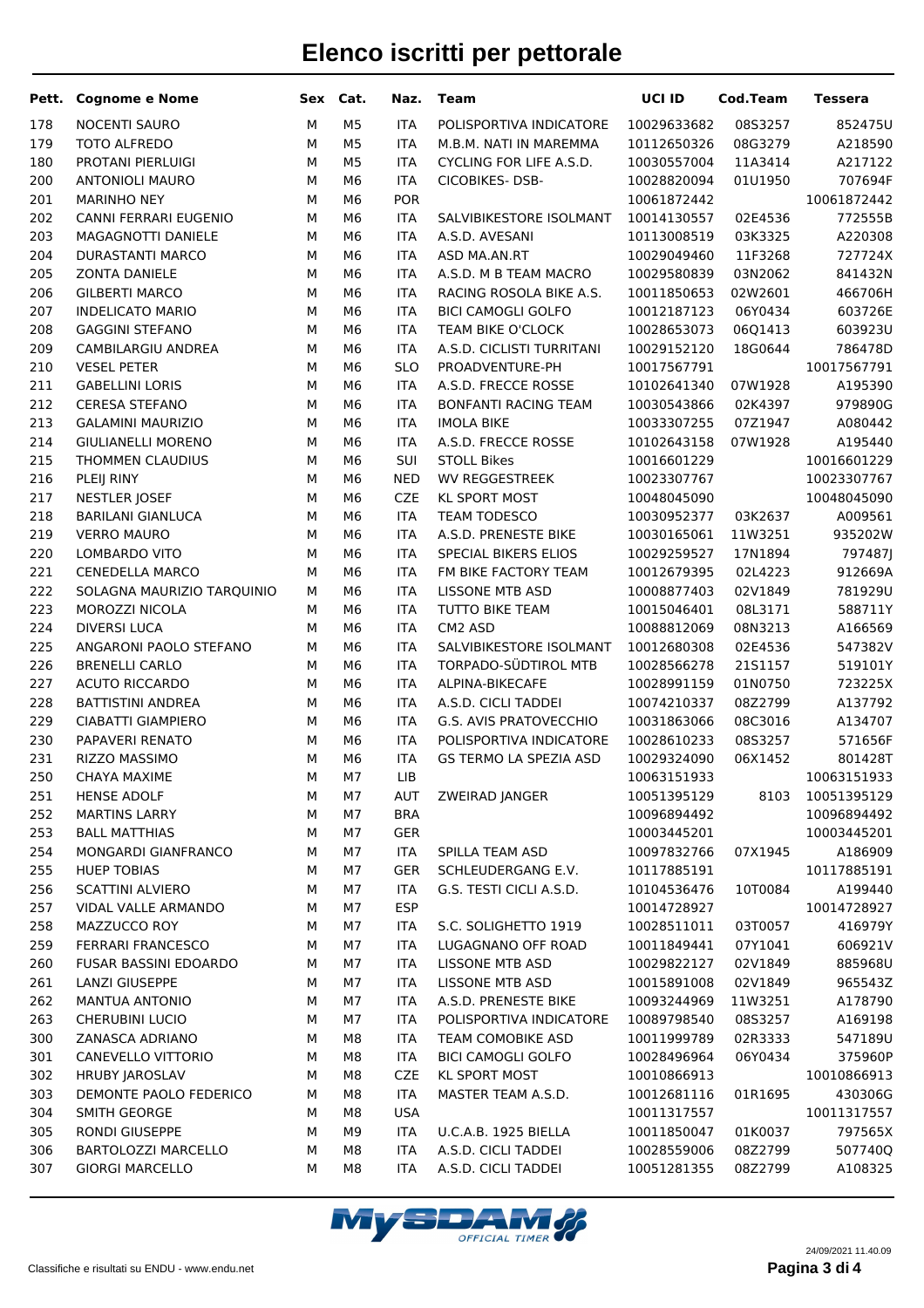# Elenco iscritti per pettorale

| Pett. | Cognome e Nome | Sex | Cat. | Naz. | Team | UCI ID | Cod.Team | Tessera |
|---|---|---|---|---|---|---|---|---|
| 178 | NOCENTI SAURO | M | M5 | ITA | POLISPORTIVA INDICATORE | 10029633682 | 08S3257 | 852475U |
| 179 | TOTO ALFREDO | M | M5 | ITA | M.B.M. NATI IN MAREMMA | 10112650326 | 08G3279 | A218590 |
| 180 | PROTANI PIERLUIGI | M | M5 | ITA | CYCLING FOR LIFE A.S.D. | 10030557004 | 11A3414 | A217122 |
| 200 | ANTONIOLI MAURO | M | M6 | ITA | CICOBIKES- DSB- | 10028820094 | 01U1950 | 707694F |
| 201 | MARINHO NEY | M | M6 | POR | | 10061872442 | | 10061872442 |
| 202 | CANNI FERRARI EUGENIO | M | M6 | ITA | SALVIBIKESTORE ISOLMANT | 10014130557 | 02E4536 | 772555B |
| 203 | MAGAGNOTTI DANIELE | M | M6 | ITA | A.S.D. AVESANI | 10113008519 | 03K3325 | A220308 |
| 204 | DURASTANTI MARCO | M | M6 | ITA | ASD MA.AN.RT | 10029049460 | 11F3268 | 727724X |
| 205 | ZONTA DANIELE | M | M6 | ITA | A.S.D. M B TEAM MACRO | 10029580839 | 03N2062 | 841432N |
| 206 | GILBERTI MARCO | M | M6 | ITA | RACING ROSOLA BIKE A.S. | 10011850653 | 02W2601 | 466706H |
| 207 | INDELICATO MARIO | M | M6 | ITA | BICI CAMOGLI GOLFO | 10012187123 | 06Y0434 | 603726E |
| 208 | GAGGINI STEFANO | M | M6 | ITA | TEAM BIKE O'CLOCK | 10028653073 | 06Q1413 | 603923U |
| 209 | CAMBILARGIU ANDREA | M | M6 | ITA | A.S.D. CICLISTI TURRITANI | 10029152120 | 18G0644 | 786478D |
| 210 | VESEL PETER | M | M6 | SLO | PROADVENTURE-PH | 10017567791 | | 10017567791 |
| 211 | GABELLINI LORIS | M | M6 | ITA | A.S.D. FRECCE ROSSE | 10102641340 | 07W1928 | A195390 |
| 212 | CERESA STEFANO | M | M6 | ITA | BONFANTI RACING TEAM | 10030543866 | 02K4397 | 979890G |
| 213 | GALAMINI MAURIZIO | M | M6 | ITA | IMOLA BIKE | 10033307255 | 07Z1947 | A080442 |
| 214 | GIULIANELLI MORENO | M | M6 | ITA | A.S.D. FRECCE ROSSE | 10102643158 | 07W1928 | A195440 |
| 215 | THOMMEN CLAUDIUS | M | M6 | SUI | STOLL Bikes | 10016601229 | | 10016601229 |
| 216 | PLEIJ RINY | M | M6 | NED | WV REGGESTREEK | 10023307767 | | 10023307767 |
| 217 | NESTLER JOSEF | M | M6 | CZE | KL SPORT MOST | 10048045090 | | 10048045090 |
| 218 | BARILANI GIANLUCA | M | M6 | ITA | TEAM TODESCO | 10030952377 | 03K2637 | A009561 |
| 219 | VERRO MAURO | M | M6 | ITA | A.S.D. PRENESTE BIKE | 10030165061 | 11W3251 | 935202W |
| 220 | LOMBARDO VITO | M | M6 | ITA | SPECIAL BIKERS ELIOS | 10029259527 | 17N1894 | 797487J |
| 221 | CENEDELLA MARCO | M | M6 | ITA | FM BIKE FACTORY TEAM | 10012679395 | 02L4223 | 912669A |
| 222 | SOLAGNA MAURIZIO TARQUINIO | M | M6 | ITA | LISSONE MTB ASD | 10008877403 | 02V1849 | 781929U |
| 223 | MOROZZI NICOLA | M | M6 | ITA | TUTTO BIKE TEAM | 10015046401 | 08L3171 | 588711Y |
| 224 | DIVERSI LUCA | M | M6 | ITA | CM2 ASD | 10088812069 | 08N3213 | A166569 |
| 225 | ANGARONI PAOLO STEFANO | M | M6 | ITA | SALVIBIKESTORE ISOLMANT | 10012680308 | 02E4536 | 547382V |
| 226 | BRENELLI CARLO | M | M6 | ITA | TORPADO-SÜDTIROL MTB | 10028566278 | 21S1157 | 519101Y |
| 227 | ACUTO RICCARDO | M | M6 | ITA | ALPINA-BIKECAFE | 10028991159 | 01N0750 | 723225X |
| 228 | BATTISTINI ANDREA | M | M6 | ITA | A.S.D. CICLI TADDEI | 10074210337 | 08Z2799 | A137792 |
| 229 | CIABATTI GIAMPIERO | M | M6 | ITA | G.S. AVIS PRATOVECCHIO | 10031863066 | 08C3016 | A134707 |
| 230 | PAPAVERI RENATO | M | M6 | ITA | POLISPORTIVA INDICATORE | 10028610233 | 08S3257 | 571656F |
| 231 | RIZZO MASSIMO | M | M6 | ITA | GS TERMO LA SPEZIA ASD | 10029324090 | 06X1452 | 801428T |
| 250 | CHAYA MAXIME | M | M7 | LIB | | 10063151933 | | 10063151933 |
| 251 | HENSE ADOLF | M | M7 | AUT | ZWEIRAD JANGER | 10051395129 | 8103 | 10051395129 |
| 252 | MARTINS LARRY | M | M7 | BRA | | 10096894492 | | 10096894492 |
| 253 | BALL MATTHIAS | M | M7 | GER | | 10003445201 | | 10003445201 |
| 254 | MONGARDI GIANFRANCO | M | M7 | ITA | SPILLA TEAM ASD | 10097832766 | 07X1945 | A186909 |
| 255 | HUEP TOBIAS | M | M7 | GER | SCHLEUDERGANG E.V. | 10117885191 | | 10117885191 |
| 256 | SCATTINI ALVIERO | M | M7 | ITA | G.S. TESTI CICLI A.S.D. | 10104536476 | 10T0084 | A199440 |
| 257 | VIDAL VALLE ARMANDO | M | M7 | ESP | | 10014728927 | | 10014728927 |
| 258 | MAZZUCCO ROY | M | M7 | ITA | S.C. SOLIGHETTO 1919 | 10028511011 | 03T0057 | 416979Y |
| 259 | FERRARI FRANCESCO | M | M7 | ITA | LUGAGNANO OFF ROAD | 10011849441 | 07Y1041 | 606921V |
| 260 | FUSAR BASSINI EDOARDO | M | M7 | ITA | LISSONE MTB ASD | 10029822127 | 02V1849 | 885968U |
| 261 | LANZI GIUSEPPE | M | M7 | ITA | LISSONE MTB ASD | 10015891008 | 02V1849 | 965543Z |
| 262 | MANTUA ANTONIO | M | M7 | ITA | A.S.D. PRENESTE BIKE | 10093244969 | 11W3251 | A178790 |
| 263 | CHERUBINI LUCIO | M | M7 | ITA | POLISPORTIVA INDICATORE | 10089798540 | 08S3257 | A169198 |
| 300 | ZANASCA ADRIANO | M | M8 | ITA | TEAM COMOBIKE ASD | 10011999789 | 02R3333 | 547189U |
| 301 | CANEVELLO VITTORIO | M | M8 | ITA | BICI CAMOGLI GOLFO | 10028496964 | 06Y0434 | 375960P |
| 302 | HRUBY JAROSLAV | M | M8 | CZE | KL SPORT MOST | 10010866913 | | 10010866913 |
| 303 | DEMONTE PAOLO FEDERICO | M | M8 | ITA | MASTER TEAM A.S.D. | 10012681116 | 01R1695 | 430306G |
| 304 | SMITH GEORGE | M | M8 | USA | | 10011317557 | | 10011317557 |
| 305 | RONDI GIUSEPPE | M | M9 | ITA | U.C.A.B. 1925 BIELLA | 10011850047 | 01K0037 | 797565X |
| 306 | BARTOLOZZI MARCELLO | M | M8 | ITA | A.S.D. CICLI TADDEI | 10028559006 | 08Z2799 | 507740Q |
| 307 | GIORGI MARCELLO | M | M8 | ITA | A.S.D. CICLI TADDEI | 10051281355 | 08Z2799 | A108325 |

Classifiche e risultati su ENDU - www.endu.net

24/09/2021 11.40.09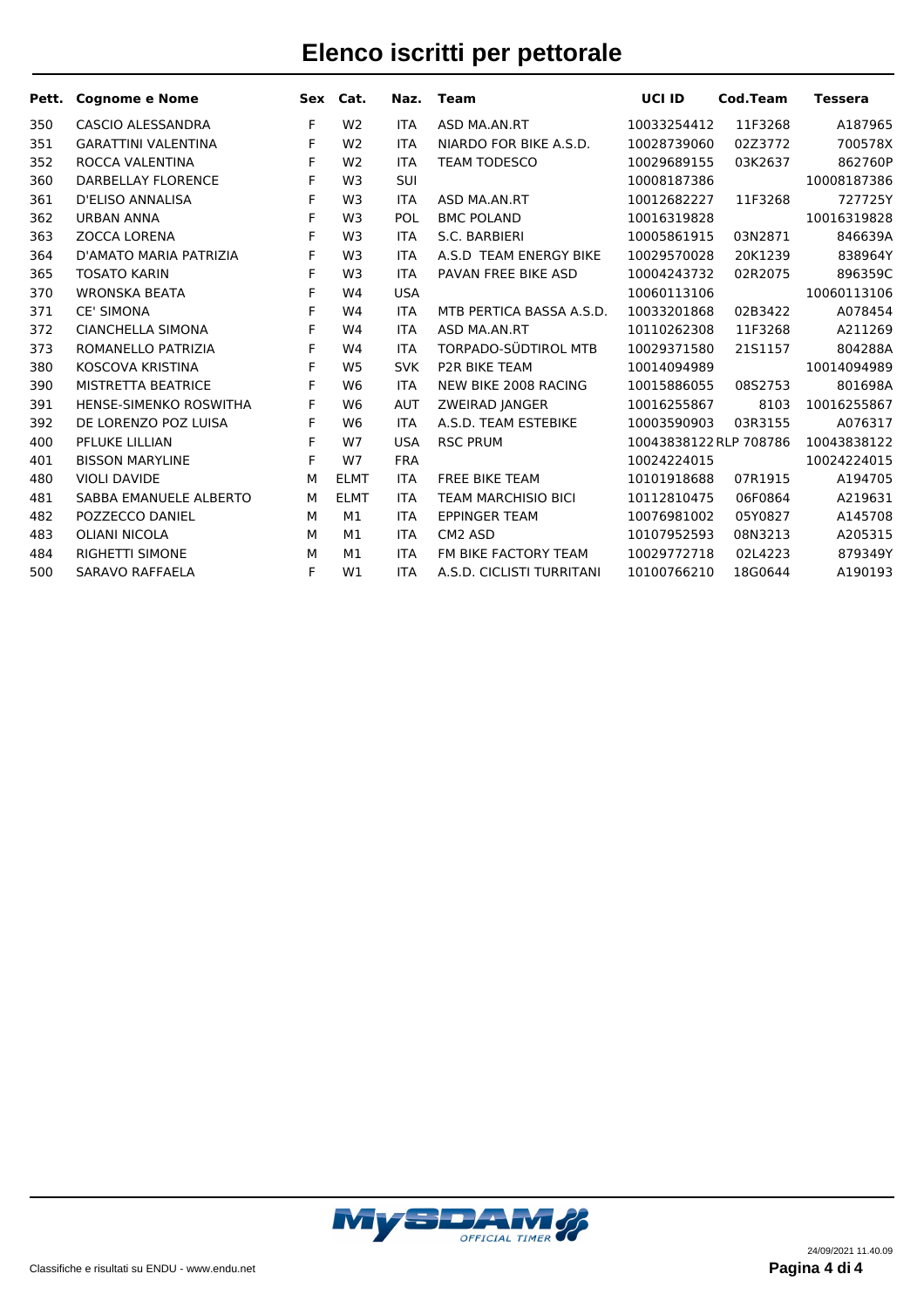# Elenco iscritti per pettorale

| Pett. | Cognome e Nome | Sex | Cat. | Naz. | Team | UCI ID | Cod.Team | Tessera |
|---|---|---|---|---|---|---|---|---|
| 350 | CASCIO ALESSANDRA | F | W2 | ITA | ASD MA.AN.RT | 10033254412 | 11F3268 | A187965 |
| 351 | GARATTINI VALENTINA | F | W2 | ITA | NIARDO FOR BIKE A.S.D. | 10028739060 | 02Z3772 | 700578X |
| 352 | ROCCA VALENTINA | F | W2 | ITA | TEAM TODESCO | 10029689155 | 03K2637 | 862760P |
| 360 | DARBELLAY FLORENCE | F | W3 | SUI | | 10008187386 | | 10008187386 |
| 361 | D'ELISO ANNALISA | F | W3 | ITA | ASD MA.AN.RT | 10012682227 | 11F3268 | 727725Y |
| 362 | URBAN ANNA | F | W3 | POL | BMC POLAND | 10016319828 | | 10016319828 |
| 363 | ZOCCA LORENA | F | W3 | ITA | S.C. BARBIERI | 10005861915 | 03N2871 | 846639A |
| 364 | D'AMATO MARIA PATRIZIA | F | W3 | ITA | A.S.D TEAM ENERGY BIKE | 10029570028 | 20K1239 | 838964Y |
| 365 | TOSATO KARIN | F | W3 | ITA | PAVAN FREE BIKE ASD | 10004243732 | 02R2075 | 896359C |
| 370 | WRONSKA BEATA | F | W4 | USA | | 10060113106 | | 10060113106 |
| 371 | CE' SIMONA | F | W4 | ITA | MTB PERTICA BASSA A.S.D. | 10033201868 | 02B3422 | A078454 |
| 372 | CIANCHELLA SIMONA | F | W4 | ITA | ASD MA.AN.RT | 10110262308 | 11F3268 | A211269 |
| 373 | ROMANELLO PATRIZIA | F | W4 | ITA | TORPADO-SÜDTIROL MTB | 10029371580 | 21S1157 | 804288A |
| 380 | KOSCOVA KRISTINA | F | W5 | SVK | P2R BIKE TEAM | 10014094989 | | 10014094989 |
| 390 | MISTRETTA BEATRICE | F | W6 | ITA | NEW BIKE 2008 RACING | 10015886055 | 08S2753 | 801698A |
| 391 | HENSE-SIMENKO ROSWITHA | F | W6 | AUT | ZWEIRAD JANGER | 10016255867 | 8103 | 10016255867 |
| 392 | DE LORENZO POZ LUISA | F | W6 | ITA | A.S.D. TEAM ESTEBIKE | 10003590903 | 03R3155 | A076317 |
| 400 | PFLUKE LILLIAN | F | W7 | USA | RSC PRUM | 10043838122 | RLP 708786 | 10043838122 |
| 401 | BISSON MARYLINE | F | W7 | FRA | | 10024224015 | | 10024224015 |
| 480 | VIOLI DAVIDE | M | ELMT | ITA | FREE BIKE TEAM | 10101918688 | 07R1915 | A194705 |
| 481 | SABBA EMANUELE ALBERTO | M | ELMT | ITA | TEAM MARCHISIO BICI | 10112810475 | 06F0864 | A219631 |
| 482 | POZZECCO DANIEL | M | M1 | ITA | EPPINGER TEAM | 10076981002 | 05Y0827 | A145708 |
| 483 | OLIANI NICOLA | M | M1 | ITA | CM2 ASD | 10107952593 | 08N3213 | A205315 |
| 484 | RIGHETTI SIMONE | M | M1 | ITA | FM BIKE FACTORY TEAM | 10029772718 | 02L4223 | 879349Y |
| 500 | SARAVO RAFFAELA | F | W1 | ITA | A.S.D. CICLISTI TURRITANI | 10100766210 | 18G0644 | A190193 |

MySDAM OFFICIAL TIMER

Classifiche e risultati su ENDU - www.endu.net

24/09/2021 11.40.09